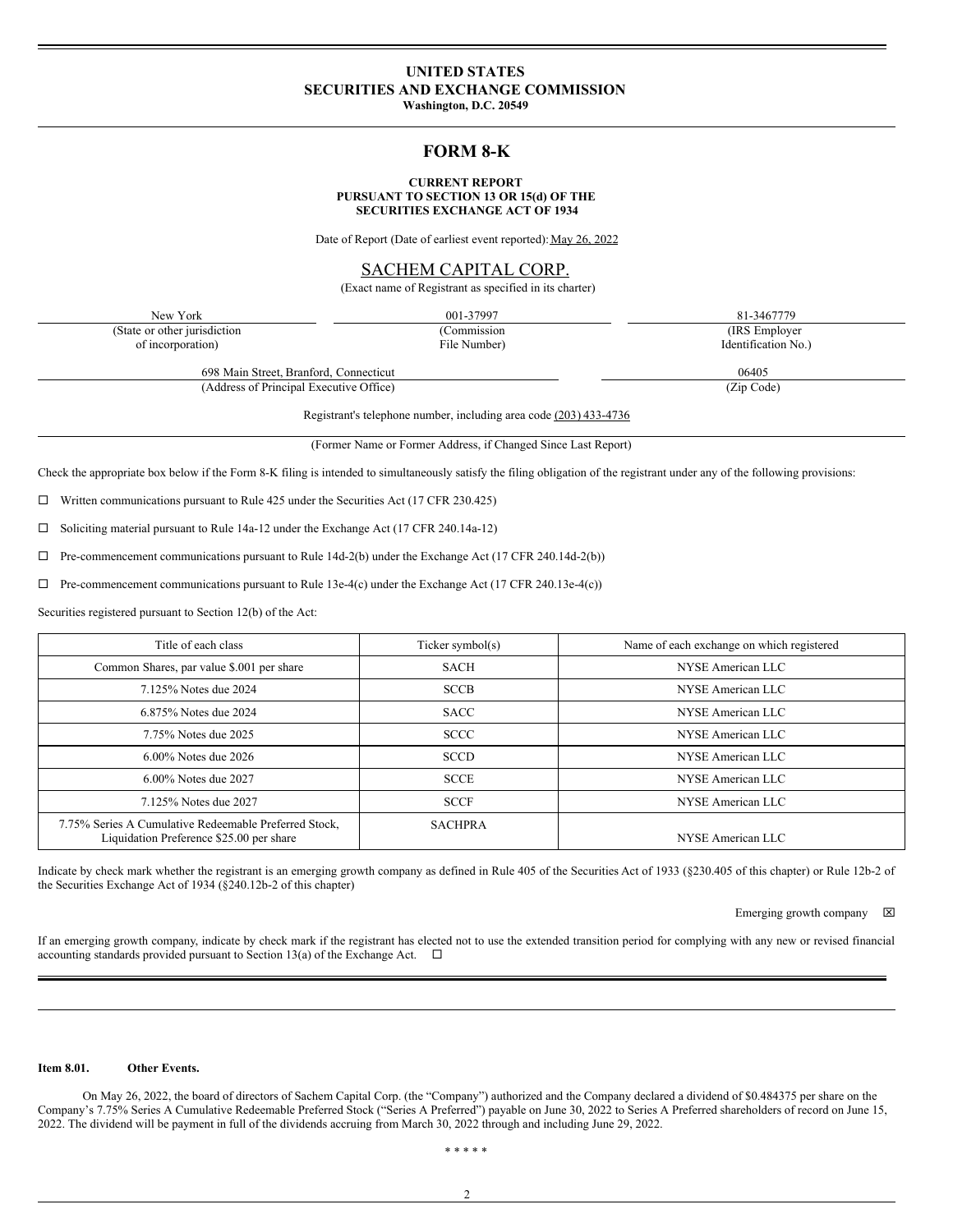# UNITED STATES
# SECURITIES AND EXCHANGE COMMISSION
**Washington, D.C. 20549**

## FORM 8-K

**CURRENT REPORT**
**PURSUANT TO SECTION 13 OR 15(d) OF THE**
**SECURITIES EXCHANGE ACT OF 1934**

Date of Report (Date of earliest event reported): May 26, 2022

SACHEM CAPITAL CORP.
(Exact name of Registrant as specified in its charter)

| New York | 001-37997 | 81-3467779 |
|---|---|---|
| (State or other jurisdiction of incorporation) | (Commission File Number) | (IRS Employer Identification No.) |

| 698 Main Street, Branford, Connecticut | 06405 |
|---|---|
| (Address of Principal Executive Office) | (Zip Code) |

Registrant's telephone number, including area code (203) 433-4736

(Former Name or Former Address, if Changed Since Last Report)

Check the appropriate box below if the Form 8-K filing is intended to simultaneously satisfy the filing obligation of the registrant under any of the following provisions:

☐ Written communications pursuant to Rule 425 under the Securities Act (17 CFR 230.425)

☐ Soliciting material pursuant to Rule 14a-12 under the Exchange Act (17 CFR 240.14a-12)

☐ Pre-commencement communications pursuant to Rule 14d-2(b) under the Exchange Act (17 CFR 240.14d-2(b))

☐ Pre-commencement communications pursuant to Rule 13e-4(c) under the Exchange Act (17 CFR 240.13e-4(c))

Securities registered pursuant to Section 12(b) of the Act:

| Title of each class | Ticker symbol(s) | Name of each exchange on which registered |
|---|---|---|
| Common Shares, par value $.001 per share | SACH | NYSE American LLC |
| 7.125% Notes due 2024 | SCCB | NYSE American LLC |
| 6.875% Notes due 2024 | SACC | NYSE American LLC |
| 7.75% Notes due 2025 | SCCC | NYSE American LLC |
| 6.00% Notes due 2026 | SCCD | NYSE American LLC |
| 6.00% Notes due 2027 | SCCE | NYSE American LLC |
| 7.125% Notes due 2027 | SCCF | NYSE American LLC |
| 7.75% Series A Cumulative Redeemable Preferred Stock, Liquidation Preference $25.00 per share | SACHPRA | NYSE American LLC |

Indicate by check mark whether the registrant is an emerging growth company as defined in Rule 405 of the Securities Act of 1933 (§230.405 of this chapter) or Rule 12b-2 of the Securities Exchange Act of 1934 (§240.12b-2 of this chapter)

Emerging growth company ☒

If an emerging growth company, indicate by check mark if the registrant has elected not to use the extended transition period for complying with any new or revised financial accounting standards provided pursuant to Section 13(a) of the Exchange Act. ☐

**Item 8.01. Other Events.**

On May 26, 2022, the board of directors of Sachem Capital Corp. (the "Company") authorized and the Company declared a dividend of $0.484375 per share on the Company's 7.75% Series A Cumulative Redeemable Preferred Stock ("Series A Preferred") payable on June 30, 2022 to Series A Preferred shareholders of record on June 15, 2022. The dividend will be payment in full of the dividends accruing from March 30, 2022 through and including June 29, 2022.

\* \* \* \* \*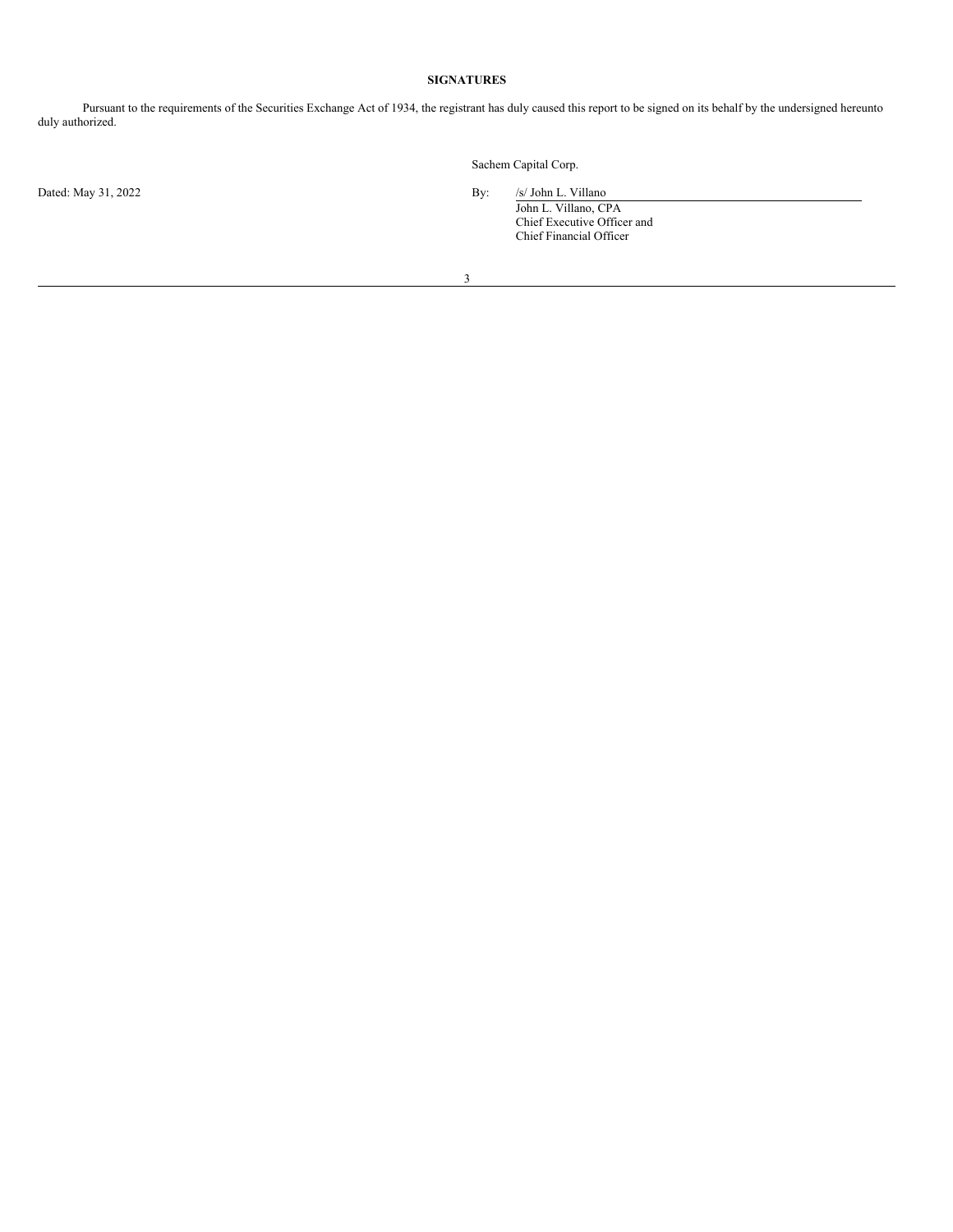**SIGNATURES**

Pursuant to the requirements of the Securities Exchange Act of 1934, the registrant has duly caused this report to be signed on its behalf by the undersigned hereunto duly authorized.

Sachem Capital Corp.

Dated: May 31, 2022

By: /s/ John L. Villano
John L. Villano, CPA
Chief Executive Officer and
Chief Financial Officer